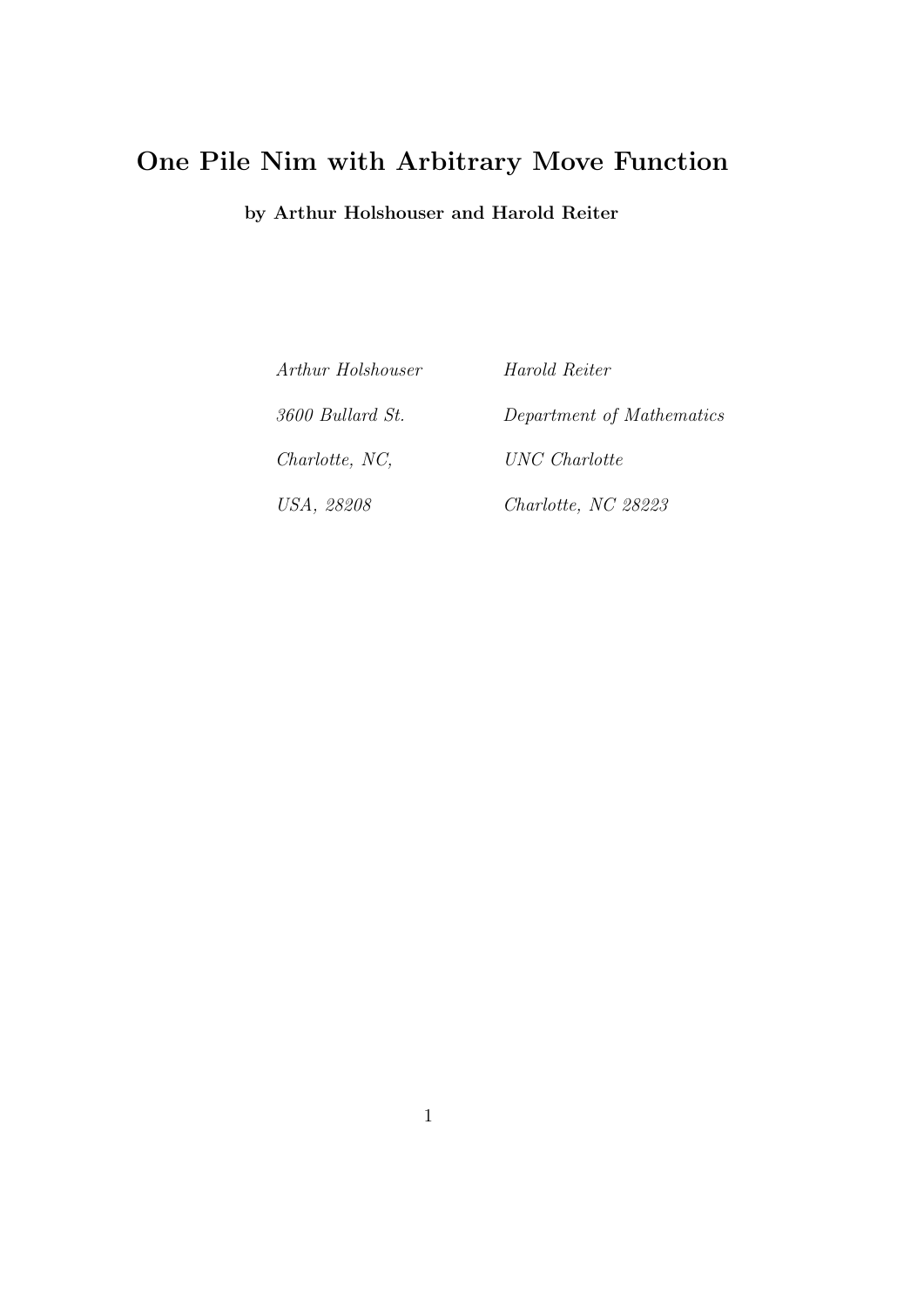# One Pile Nim with Arbitrary Move Function

**by Arthur Holshouser and Harold Reiter**

| | |
|---|---|
| *Arthur Holshouser* | *Harold Reiter* |
| *3600 Bullard St.* | *Department of Mathematics* |
| *Charlotte, NC,* | *UNC Charlotte* |
| *USA, 28208* | *Charlotte, NC 28223* |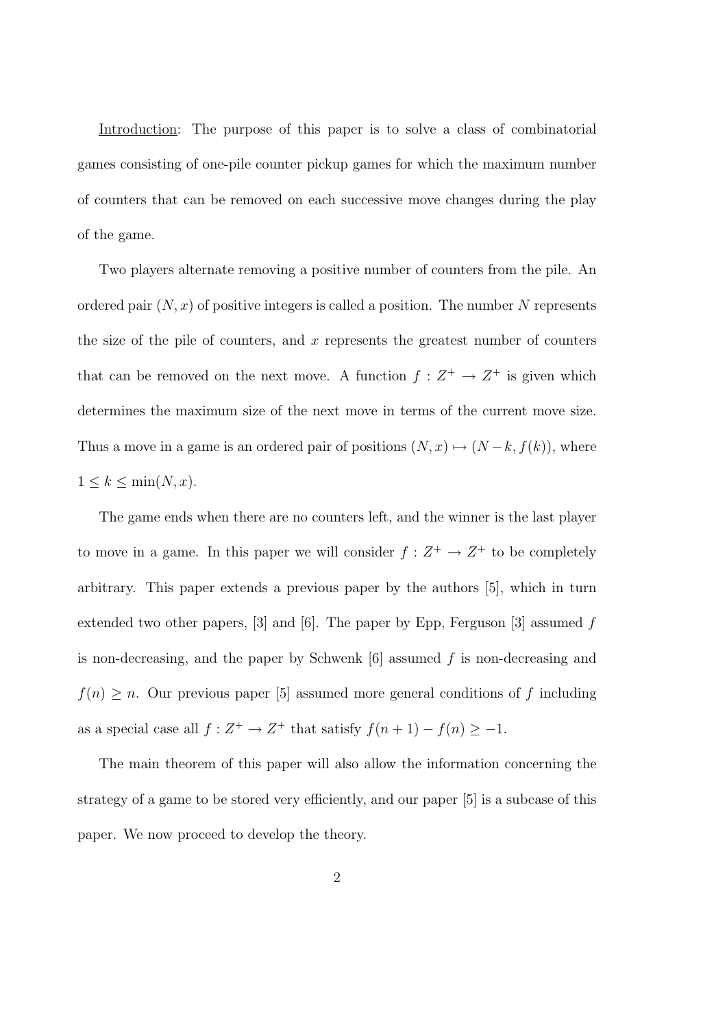<u>Introduction</u>: The purpose of this paper is to solve a class of combinatorial games consisting of one-pile counter pickup games for which the maximum number of counters that can be removed on each successive move changes during the play of the game.

Two players alternate removing a positive number of counters from the pile. An ordered pair $(N, x)$ of positive integers is called a position. The number $N$ represents the size of the pile of counters, and $x$ represents the greatest number of counters that can be removed on the next move. A function $f : Z^+ \rightarrow Z^+$ is given which determines the maximum size of the next move in terms of the current move size. Thus a move in a game is an ordered pair of positions $(N, x) \mapsto (N-k, f(k))$, where $1 \leq k \leq \min(N, x)$.

The game ends when there are no counters left, and the winner is the last player to move in a game. In this paper we will consider $f : Z^+ \rightarrow Z^+$ to be completely arbitrary. This paper extends a previous paper by the authors [5], which in turn extended two other papers, [3] and [6]. The paper by Epp, Ferguson [3] assumed $f$ is non-decreasing, and the paper by Schwenk [6] assumed $f$ is non-decreasing and $f(n) \geq n$. Our previous paper [5] assumed more general conditions of $f$ including as a special case all $f : Z^+ \rightarrow Z^+$ that satisfy $f(n+1) - f(n) \geq -1$.

The main theorem of this paper will also allow the information concerning the strategy of a game to be stored very efficiently, and our paper [5] is a subcase of this paper. We now proceed to develop the theory.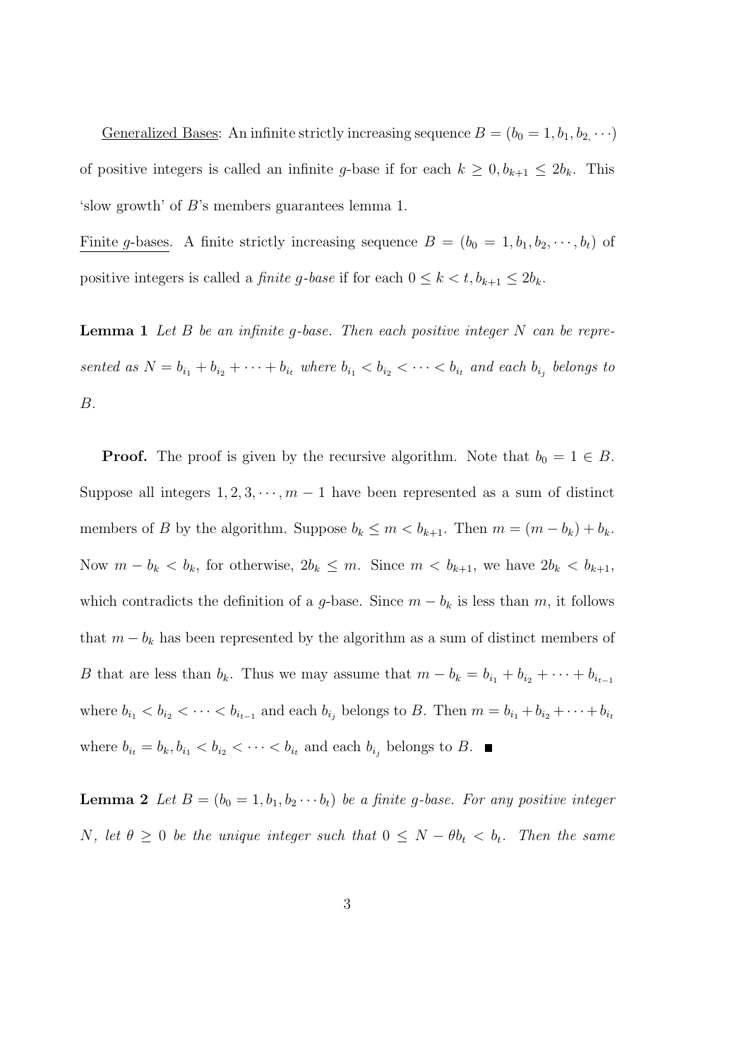<u>Generalized Bases</u>: An infinite strictly increasing sequence $B = (b_0 = 1, b_1, b_{2,} \cdots)$ of positive integers is called an infinite $g$-base if for each $k \geq 0, b_{k+1} \leq 2b_k$. This 'slow growth' of $B$'s members guarantees lemma 1.

<u>Finite $g$-bases</u>. A finite strictly increasing sequence $B = (b_0 = 1, b_1, b_2, \cdots, b_t)$ of positive integers is called a *finite g-base* if for each $0 \leq k < t, b_{k+1} \leq 2b_k$.

**Lemma 1** *Let $B$ be an infinite g-base. Then each positive integer $N$ can be represented as $N = b_{i_1} + b_{i_2} + \cdots + b_{i_t}$ where $b_{i_1} < b_{i_2} < \cdots < b_{i_t}$ and each $b_{i_j}$ belongs to $B$.*

**Proof.** The proof is given by the recursive algorithm. Note that $b_0 = 1 \in B$. Suppose all integers $1, 2, 3, \cdots, m-1$ have been represented as a sum of distinct members of $B$ by the algorithm. Suppose $b_k \leq m < b_{k+1}$. Then $m = (m - b_k) + b_k$. Now $m - b_k < b_k$, for otherwise, $2b_k \leq m$. Since $m < b_{k+1}$, we have $2b_k < b_{k+1}$, which contradicts the definition of a $g$-base. Since $m - b_k$ is less than $m$, it follows that $m - b_k$ has been represented by the algorithm as a sum of distinct members of $B$ that are less than $b_k$. Thus we may assume that $m - b_k = b_{i_1} + b_{i_2} + \cdots + b_{i_{t-1}}$ where $b_{i_1} < b_{i_2} < \cdots < b_{i_{t-1}}$ and each $b_{i_j}$ belongs to $B$. Then $m = b_{i_1} + b_{i_2} + \cdots + b_{i_t}$ where $b_{i_t} = b_k, b_{i_1} < b_{i_2} < \cdots < b_{i_t}$ and each $b_{i_j}$ belongs to $B$. ■

**Lemma 2** *Let $B = (b_0 = 1, b_1, b_2 \cdots b_t)$ be a finite g-base. For any positive integer $N$, let $\theta \geq 0$ be the unique integer such that $0 \leq N - \theta b_t < b_t$. Then the same*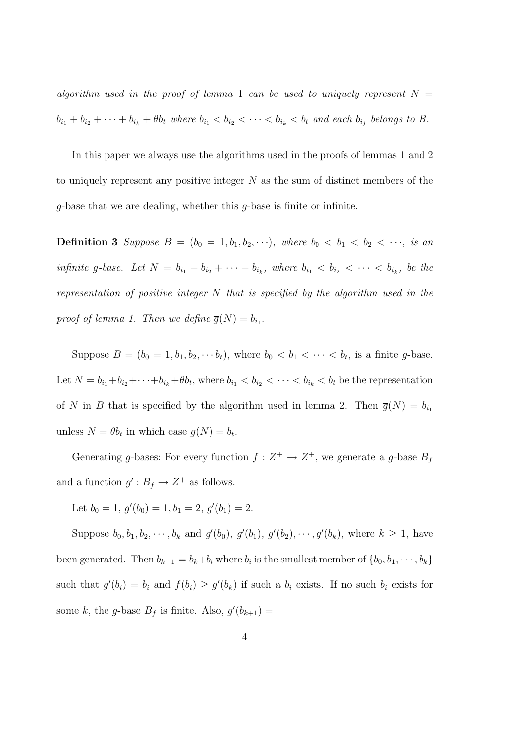*algorithm used in the proof of lemma 1 can be used to uniquely represent* $N = b_{i_1} + b_{i_2} + \cdots + b_{i_k} + \theta b_t$ *where* $b_{i_1} < b_{i_2} < \cdots < b_{i_k} < b_t$ *and each* $b_{i_j}$ *belongs to* $B$.

In this paper we always use the algorithms used in the proofs of lemmas 1 and 2 to uniquely represent any positive integer $N$ as the sum of distinct members of the $g$-base that we are dealing, whether this $g$-base is finite or infinite.

**Definition 3** *Suppose* $B = (b_0 = 1, b_1, b_2, \cdots)$*, where* $b_0 < b_1 < b_2 < \cdots$*, is an infinite* $g$*-base. Let* $N = b_{i_1} + b_{i_2} + \cdots + b_{i_k}$*, where* $b_{i_1} < b_{i_2} < \cdots < b_{i_k}$*, be the representation of positive integer* $N$ *that is specified by the algorithm used in the proof of lemma 1. Then we define* $\overline{g}(N) = b_{i_1}$.

Suppose $B = (b_0 = 1, b_1, b_2, \cdots b_t)$, where $b_0 < b_1 < \cdots < b_t$, is a finite $g$-base. Let $N = b_{i_1} + b_{i_2} + \cdots + b_{i_k} + \theta b_t$, where $b_{i_1} < b_{i_2} < \cdots < b_{i_k} < b_t$ be the representation of $N$ in $B$ that is specified by the algorithm used in lemma 2. Then $\overline{g}(N) = b_{i_1}$ unless $N = \theta b_t$ in which case $\overline{g}(N) = b_t$.

<u>Generating $g$-bases:</u> For every function $f : Z^+ \to Z^+$, we generate a $g$-base $B_f$ and a function $g' : B_f \to Z^+$ as follows.

Let $b_0 = 1$, $g'(b_0) = 1, b_1 = 2$, $g'(b_1) = 2$.

Suppose $b_0, b_1, b_2, \cdots, b_k$ and $g'(b_0)$, $g'(b_1)$, $g'(b_2), \cdots, g'(b_k)$, where $k \geq 1$, have been generated. Then $b_{k+1} = b_k + b_i$ where $b_i$ is the smallest member of $\{b_0, b_1, \cdots, b_k\}$ such that $g'(b_i) = b_i$ and $f(b_i) \geq g'(b_k)$ if such a $b_i$ exists. If no such $b_i$ exists for some $k$, the $g$-base $B_f$ is finite. Also, $g'(b_{k+1}) =$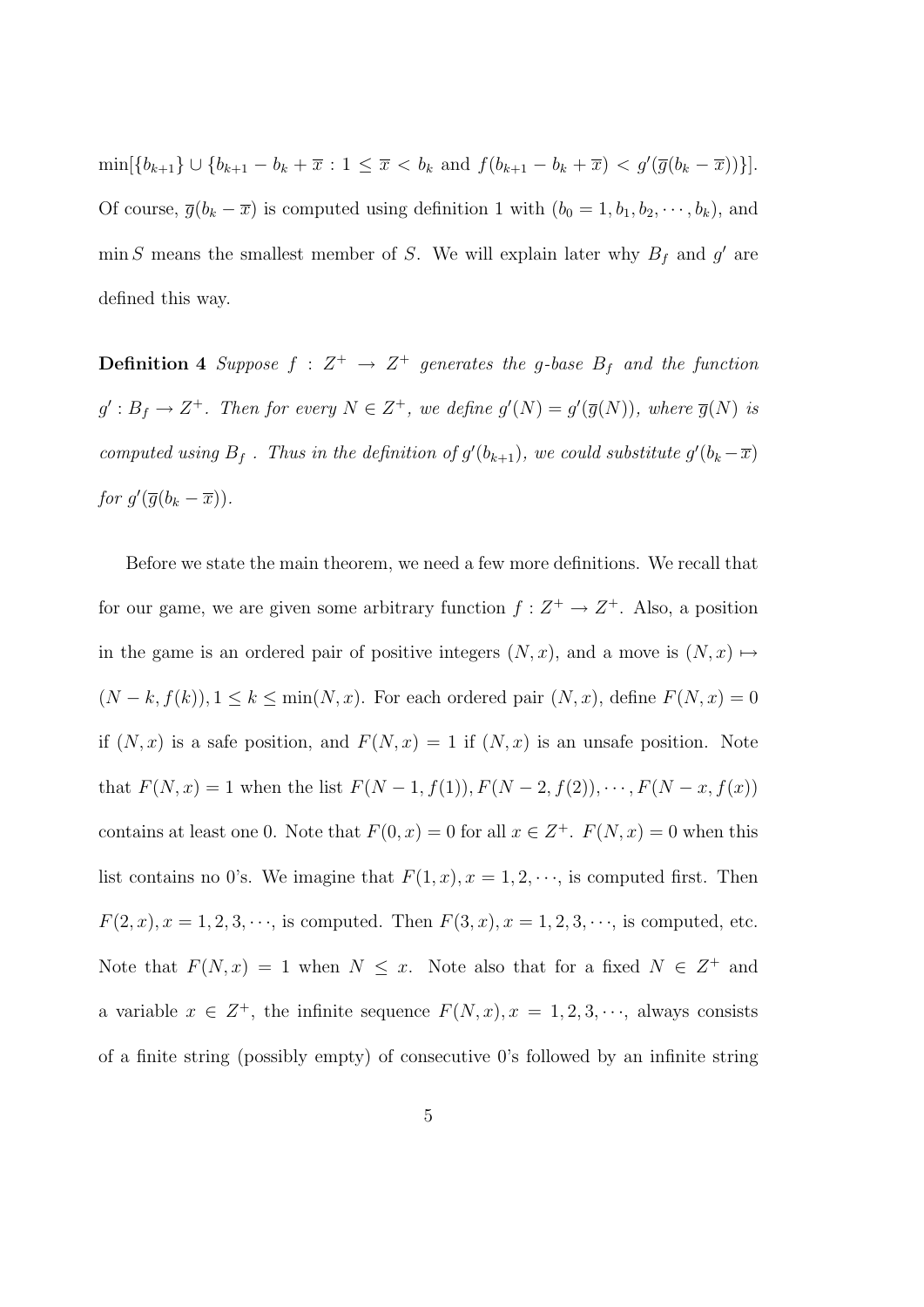$\min[\{b_{k+1}\} \cup \{b_{k+1} - b_k + \overline{x} : 1 \leq \overline{x} < b_k \text{ and } f(b_{k+1} - b_k + \overline{x}) < g'(\overline{g}(b_k - \overline{x}))\}]$. Of course, $\overline{g}(b_k - \overline{x})$ is computed using definition 1 with $(b_0 = 1, b_1, b_2, \cdots, b_k)$, and $\min S$ means the smallest member of $S$. We will explain later why $B_f$ and $g'$ are defined this way.

**Definition 4** *Suppose $f : Z^+ \to Z^+$ generates the g-base $B_f$ and the function $g' : B_f \to Z^+$. Then for every $N \in Z^+$, we define $g'(N) = g'(\overline{g}(N))$, where $\overline{g}(N)$ is computed using $B_f$. Thus in the definition of $g'(b_{k+1})$, we could substitute $g'(b_k - \overline{x})$ for $g'(\overline{g}(b_k - \overline{x}))$.*

Before we state the main theorem, we need a few more definitions. We recall that for our game, we are given some arbitrary function $f : Z^+ \to Z^+$. Also, a position in the game is an ordered pair of positive integers $(N, x)$, and a move is $(N, x) \mapsto (N - k, f(k)), 1 \leq k \leq \min(N, x)$. For each ordered pair $(N, x)$, define $F(N, x) = 0$ if $(N, x)$ is a safe position, and $F(N, x) = 1$ if $(N, x)$ is an unsafe position. Note that $F(N, x) = 1$ when the list $F(N-1, f(1)), F(N-2, f(2)), \cdots, F(N-x, f(x))$ contains at least one 0. Note that $F(0, x) = 0$ for all $x \in Z^+$. $F(N, x) = 0$ when this list contains no 0's. We imagine that $F(1, x), x = 1, 2, \cdots$, is computed first. Then $F(2, x), x = 1, 2, 3, \cdots$, is computed. Then $F(3, x), x = 1, 2, 3, \cdots$, is computed, etc. Note that $F(N, x) = 1$ when $N \leq x$. Note also that for a fixed $N \in Z^+$ and a variable $x \in Z^+$, the infinite sequence $F(N, x), x = 1, 2, 3, \cdots$, always consists of a finite string (possibly empty) of consecutive 0's followed by an infinite string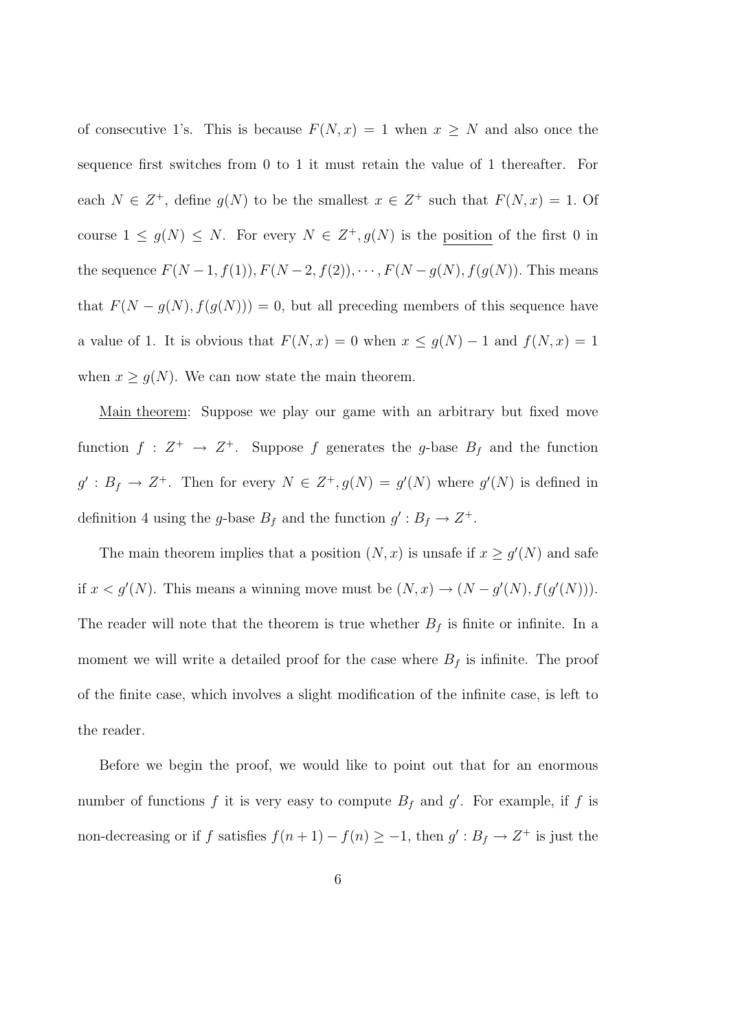of consecutive 1's. This is because $F(N, x) = 1$ when $x \geq N$ and also once the sequence first switches from 0 to 1 it must retain the value of 1 thereafter. For each $N \in Z^+$, define $g(N)$ to be the smallest $x \in Z^+$ such that $F(N, x) = 1$. Of course $1 \leq g(N) \leq N$. For every $N \in Z^+, g(N)$ is the position of the first 0 in the sequence $F(N-1, f(1)), F(N-2, f(2)), \cdots, F(N-g(N), f(g(N))$. This means that $F(N - g(N), f(g(N))) = 0$, but all preceding members of this sequence have a value of 1. It is obvious that $F(N, x) = 0$ when $x \leq g(N) - 1$ and $f(N, x) = 1$ when $x \geq g(N)$. We can now state the main theorem.

Main theorem: Suppose we play our game with an arbitrary but fixed move function $f : Z^+ \rightarrow Z^+$. Suppose $f$ generates the $g$-base $B_f$ and the function $g' : B_f \rightarrow Z^+$. Then for every $N \in Z^+, g(N) = g'(N)$ where $g'(N)$ is defined in definition 4 using the $g$-base $B_f$ and the function $g' : B_f \rightarrow Z^+$.

The main theorem implies that a position $(N, x)$ is unsafe if $x \geq g'(N)$ and safe if $x < g'(N)$. This means a winning move must be $(N, x) \rightarrow (N - g'(N), f(g'(N)))$. The reader will note that the theorem is true whether $B_f$ is finite or infinite. In a moment we will write a detailed proof for the case where $B_f$ is infinite. The proof of the finite case, which involves a slight modification of the infinite case, is left to the reader.

Before we begin the proof, we would like to point out that for an enormous number of functions $f$ it is very easy to compute $B_f$ and $g'$. For example, if $f$ is non-decreasing or if $f$ satisfies $f(n + 1) - f(n) \geq -1$, then $g' : B_f \rightarrow Z^+$ is just the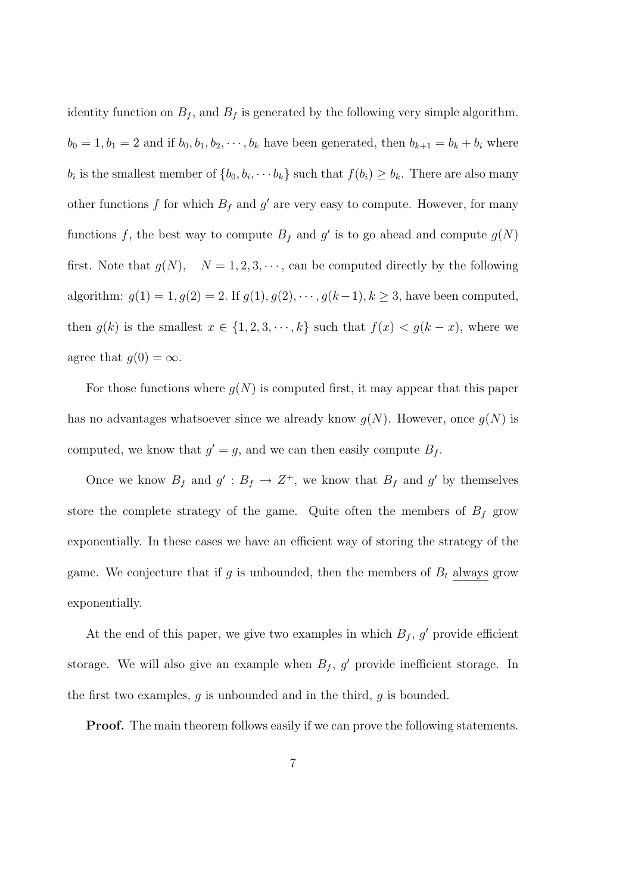identity function on $B_f$, and $B_f$ is generated by the following very simple algorithm. $b_0 = 1, b_1 = 2$ and if $b_0, b_1, b_2, \cdots, b_k$ have been generated, then $b_{k+1} = b_k + b_i$ where $b_i$ is the smallest member of $\{b_0, b_i, \cdots b_k\}$ such that $f(b_i) \geq b_k$. There are also many other functions $f$ for which $B_f$ and $g'$ are very easy to compute. However, for many functions $f$, the best way to compute $B_f$ and $g'$ is to go ahead and compute $g(N)$ first. Note that $g(N), \quad N = 1, 2, 3, \cdots$, can be computed directly by the following algorithm: $g(1) = 1, g(2) = 2$. If $g(1), g(2), \cdots, g(k-1), k \geq 3$, have been computed, then $g(k)$ is the smallest $x \in \{1, 2, 3, \cdots, k\}$ such that $f(x) < g(k-x)$, where we agree that $g(0) = \infty$.

For those functions where $g(N)$ is computed first, it may appear that this paper has no advantages whatsoever since we already know $g(N)$. However, once $g(N)$ is computed, we know that $g' = g$, and we can then easily compute $B_f$.

Once we know $B_f$ and $g' : B_f \to Z^+$, we know that $B_f$ and $g'$ by themselves store the complete strategy of the game. Quite often the members of $B_f$ grow exponentially. In these cases we have an efficient way of storing the strategy of the game. We conjecture that if $g$ is unbounded, then the members of $B_t$ always grow exponentially.

At the end of this paper, we give two examples in which $B_f$, $g'$ provide efficient storage. We will also give an example when $B_f$, $g'$ provide inefficient storage. In the first two examples, $g$ is unbounded and in the third, $g$ is bounded.

**Proof.** The main theorem follows easily if we can prove the following statements.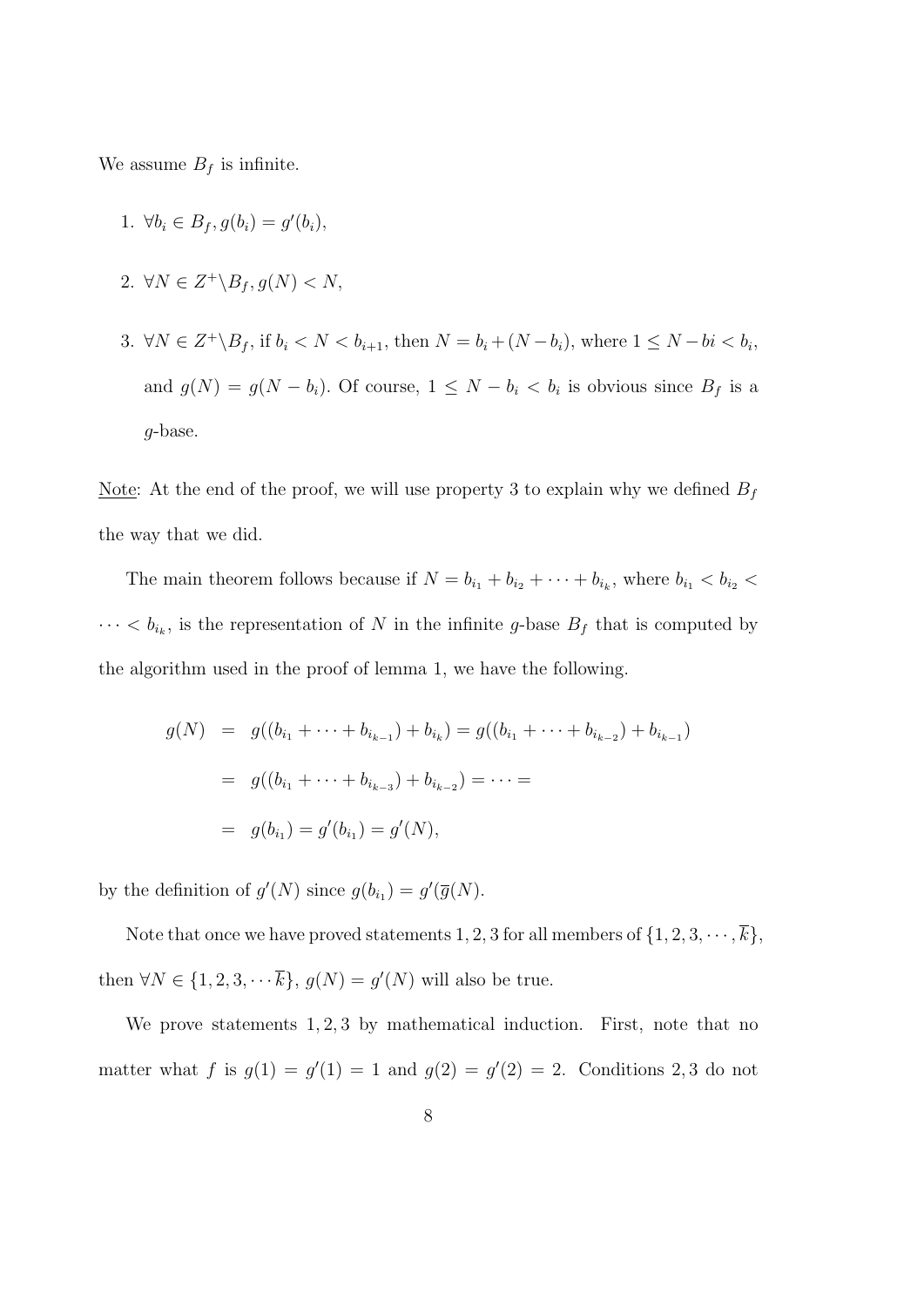We assume $B_f$ is infinite.

1. $\forall b_i \in B_f, g(b_i) = g'(b_i)$,

2. $\forall N \in Z^+ \backslash B_f, g(N) < N$,

3. $\forall N \in Z^+ \backslash B_f$, if $b_i < N < b_{i+1}$, then $N = b_i + (N - b_i)$, where $1 \leq N - bi < b_i$, and $g(N) = g(N - b_i)$. Of course, $1 \leq N - b_i < b_i$ is obvious since $B_f$ is a $g$-base.

<u>Note</u>: At the end of the proof, we will use property 3 to explain why we defined $B_f$ the way that we did.

The main theorem follows because if $N = b_{i_1} + b_{i_2} + \cdots + b_{i_k}$, where $b_{i_1} < b_{i_2} < \cdots < b_{i_k}$, is the representation of $N$ in the infinite $g$-base $B_f$ that is computed by the algorithm used in the proof of lemma 1, we have the following.

$$
\begin{aligned}
g(N) &= g((b_{i_1} + \cdots + b_{i_{k-1}}) + b_{i_k}) = g((b_{i_1} + \cdots + b_{i_{k-2}}) + b_{i_{k-1}}) \\
&= g((b_{i_1} + \cdots + b_{i_{k-3}}) + b_{i_{k-2}}) = \cdots = \\
&= g(b_{i_1}) = g'(b_{i_1}) = g'(N),
\end{aligned}
$$

by the definition of $g'(N)$ since $g(b_{i_1}) = g'(\overline{g}(N)$.

Note that once we have proved statements $1, 2, 3$ for all members of $\{1, 2, 3, \cdots, \overline{k}\}$, then $\forall N \in \{1, 2, 3, \cdots \overline{k}\}$, $g(N) = g'(N)$ will also be true.

We prove statements $1, 2, 3$ by mathematical induction. First, note that no matter what $f$ is $g(1) = g'(1) = 1$ and $g(2) = g'(2) = 2$. Conditions $2, 3$ do not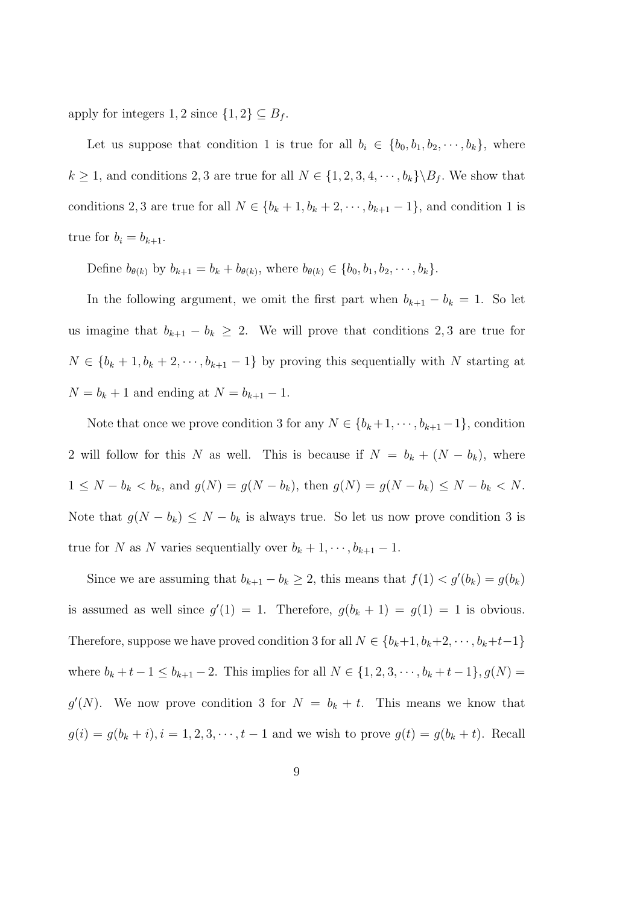apply for integers $1, 2$ since $\{1, 2\} \subseteq B_f$.

Let us suppose that condition 1 is true for all $b_i \in \{b_0, b_1, b_2, \cdots, b_k\}$, where $k \geq 1$, and conditions 2, 3 are true for all $N \in \{1, 2, 3, 4, \cdots, b_k\} \backslash B_f$. We show that conditions 2, 3 are true for all $N \in \{b_k + 1, b_k + 2, \cdots, b_{k+1} - 1\}$, and condition 1 is true for $b_i = b_{k+1}$.

Define $b_{\theta(k)}$ by $b_{k+1} = b_k + b_{\theta(k)}$, where $b_{\theta(k)} \in \{b_0, b_1, b_2, \cdots, b_k\}$.

In the following argument, we omit the first part when $b_{k+1} - b_k = 1$. So let us imagine that $b_{k+1} - b_k \geq 2$. We will prove that conditions 2, 3 are true for $N \in \{b_k + 1, b_k + 2, \cdots, b_{k+1} - 1\}$ by proving this sequentially with $N$ starting at $N = b_k + 1$ and ending at $N = b_{k+1} - 1$.

Note that once we prove condition 3 for any $N \in \{b_k + 1, \cdots, b_{k+1} - 1\}$, condition 2 will follow for this $N$ as well. This is because if $N = b_k + (N - b_k)$, where $1 \leq N - b_k < b_k$, and $g(N) = g(N - b_k)$, then $g(N) = g(N - b_k) \leq N - b_k < N$. Note that $g(N - b_k) \leq N - b_k$ is always true. So let us now prove condition 3 is true for $N$ as $N$ varies sequentially over $b_k + 1, \cdots, b_{k+1} - 1$.

Since we are assuming that $b_{k+1} - b_k \geq 2$, this means that $f(1) < g'(b_k) = g(b_k)$ is assumed as well since $g'(1) = 1$. Therefore, $g(b_k + 1) = g(1) = 1$ is obvious. Therefore, suppose we have proved condition 3 for all $N \in \{b_k+1, b_k+2, \cdots, b_k+t-1\}$ where $b_k + t - 1 \leq b_{k+1} - 2$. This implies for all $N \in \{1, 2, 3, \cdots, b_k + t - 1\}, g(N) = g'(N)$. We now prove condition 3 for $N = b_k + t$. This means we know that $g(i) = g(b_k + i), i = 1, 2, 3, \cdots, t - 1$ and we wish to prove $g(t) = g(b_k + t)$. Recall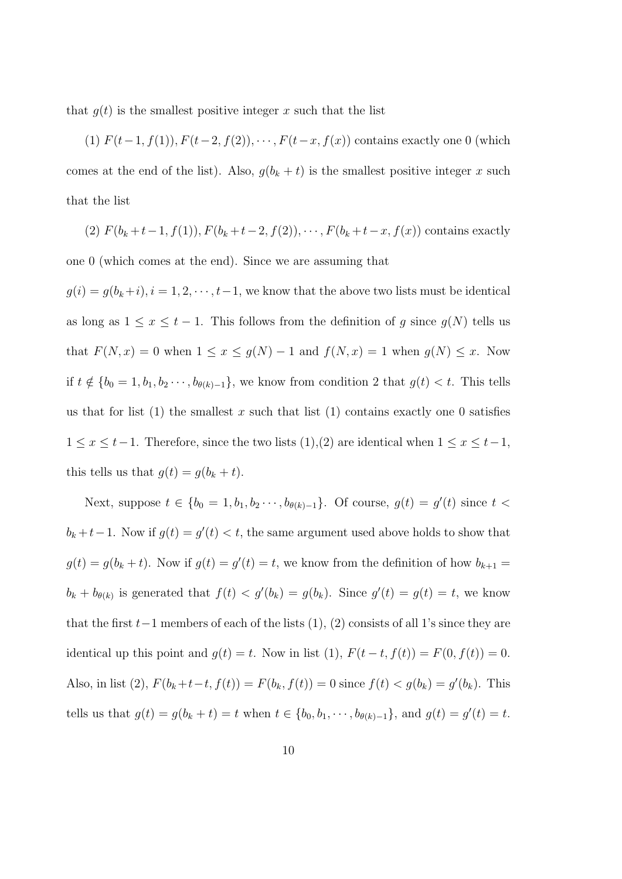that $g(t)$ is the smallest positive integer $x$ such that the list

(1) $F(t-1, f(1)), F(t-2, f(2)), \cdots, F(t-x, f(x))$ contains exactly one 0 (which comes at the end of the list). Also, $g(b_k + t)$ is the smallest positive integer $x$ such that the list

(2) $F(b_k+t-1, f(1)), F(b_k+t-2, f(2)), \cdots, F(b_k+t-x, f(x))$ contains exactly one 0 (which comes at the end). Since we are assuming that

$g(i) = g(b_k+i), i = 1, 2, \cdots, t-1$, we know that the above two lists must be identical as long as $1 \leq x \leq t-1$. This follows from the definition of $g$ since $g(N)$ tells us that $F(N, x) = 0$ when $1 \leq x \leq g(N) - 1$ and $f(N, x) = 1$ when $g(N) \leq x$. Now if $t \notin \{b_0 = 1, b_1, b_2 \cdots, b_{\theta(k)-1}\}$, we know from condition 2 that $g(t) < t$. This tells us that for list (1) the smallest $x$ such that list (1) contains exactly one 0 satisfies $1 \leq x \leq t-1$. Therefore, since the two lists (1),(2) are identical when $1 \leq x \leq t-1$, this tells us that $g(t) = g(b_k + t)$.

Next, suppose $t \in \{b_0 = 1, b_1, b_2 \cdots, b_{\theta(k)-1}\}$. Of course, $g(t) = g'(t)$ since $t < b_k+t-1$. Now if $g(t) = g'(t) < t$, the same argument used above holds to show that $g(t) = g(b_k + t)$. Now if $g(t) = g'(t) = t$, we know from the definition of how $b_{k+1} = b_k + b_{\theta(k)}$ is generated that $f(t) < g'(b_k) = g(b_k)$. Since $g'(t) = g(t) = t$, we know that the first $t-1$ members of each of the lists (1), (2) consists of all 1's since they are identical up this point and $g(t) = t$. Now in list (1), $F(t-t, f(t)) = F(0, f(t)) = 0$. Also, in list (2), $F(b_k+t-t, f(t)) = F(b_k, f(t)) = 0$ since $f(t) < g(b_k) = g'(b_k)$. This tells us that $g(t) = g(b_k + t) = t$ when $t \in \{b_0, b_1, \cdots, b_{\theta(k)-1}\}$, and $g(t) = g'(t) = t$.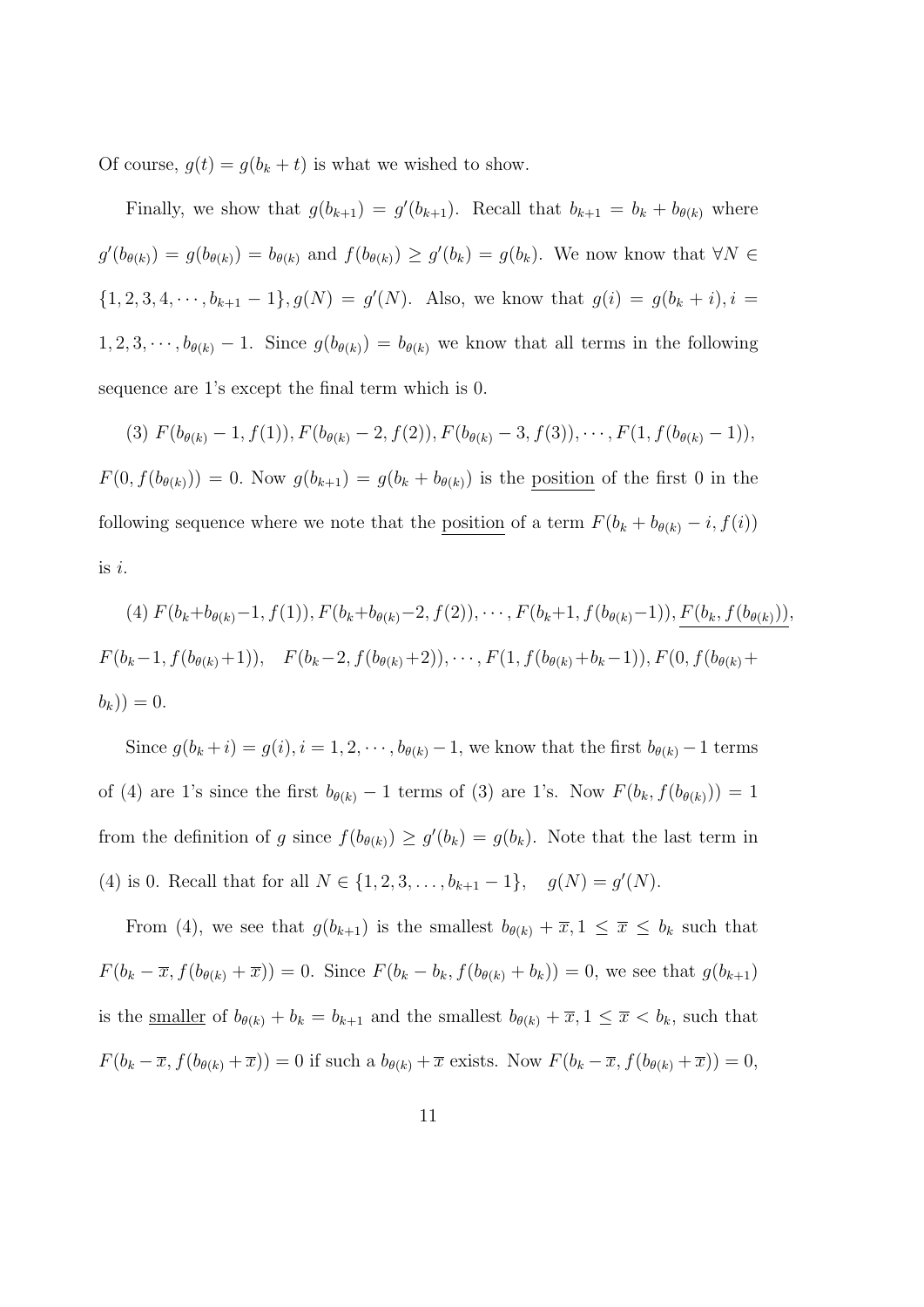Of course, $g(t) = g(b_k + t)$ is what we wished to show.

Finally, we show that $g(b_{k+1}) = g'(b_{k+1})$. Recall that $b_{k+1} = b_k + b_{\theta(k)}$ where $g'(b_{\theta(k)}) = g(b_{\theta(k)}) = b_{\theta(k)}$ and $f(b_{\theta(k)}) \geq g'(b_k) = g(b_k)$. We now know that $\forall N \in \{1, 2, 3, 4, \cdots, b_{k+1} - 1\}, g(N) = g'(N)$. Also, we know that $g(i) = g(b_k + i), i = 1, 2, 3, \cdots, b_{\theta(k)} - 1$. Since $g(b_{\theta(k)}) = b_{\theta(k)}$ we know that all terms in the following sequence are 1's except the final term which is 0.

(3) $F(b_{\theta(k)} - 1, f(1)), F(b_{\theta(k)} - 2, f(2)), F(b_{\theta(k)} - 3, f(3)), \cdots, F(1, f(b_{\theta(k)} - 1))$, $F(0, f(b_{\theta(k)})) = 0$. Now $g(b_{k+1}) = g(b_k + b_{\theta(k)})$ is the <u>position</u> of the first 0 in the following sequence where we note that the <u>position</u> of a term $F(b_k + b_{\theta(k)} - i, f(i))$ is $i$.

(4) $F(b_k + b_{\theta(k)} - 1, f(1)), F(b_k + b_{\theta(k)} - 2, f(2)), \cdots, F(b_k + 1, f(b_{\theta(k)} - 1)), \underline{F(b_k, f(b_{\theta(k)}))}$, $F(b_k - 1, f(b_{\theta(k)} + 1)), \quad F(b_k - 2, f(b_{\theta(k)} + 2)), \cdots, F(1, f(b_{\theta(k)} + b_k - 1)), F(0, f(b_{\theta(k)} + b_k)) = 0$.

Since $g(b_k + i) = g(i), i = 1, 2, \cdots, b_{\theta(k)} - 1$, we know that the first $b_{\theta(k)} - 1$ terms of (4) are 1's since the first $b_{\theta(k)} - 1$ terms of (3) are 1's. Now $F(b_k, f(b_{\theta(k)})) = 1$ from the definition of $g$ since $f(b_{\theta(k)}) \geq g'(b_k) = g(b_k)$. Note that the last term in (4) is 0. Recall that for all $N \in \{1, 2, 3, \ldots, b_{k+1} - 1\}, \quad g(N) = g'(N)$.

From (4), we see that $g(b_{k+1})$ is the smallest $b_{\theta(k)} + \overline{x}, 1 \leq \overline{x} \leq b_k$ such that $F(b_k - \overline{x}, f(b_{\theta(k)} + \overline{x})) = 0$. Since $F(b_k - b_k, f(b_{\theta(k)} + b_k)) = 0$, we see that $g(b_{k+1})$ is the <u>smaller</u> of $b_{\theta(k)} + b_k = b_{k+1}$ and the smallest $b_{\theta(k)} + \overline{x}, 1 \leq \overline{x} < b_k$, such that $F(b_k - \overline{x}, f(b_{\theta(k)} + \overline{x})) = 0$ if such a $b_{\theta(k)} + \overline{x}$ exists. Now $F(b_k - \overline{x}, f(b_{\theta(k)} + \overline{x})) = 0$,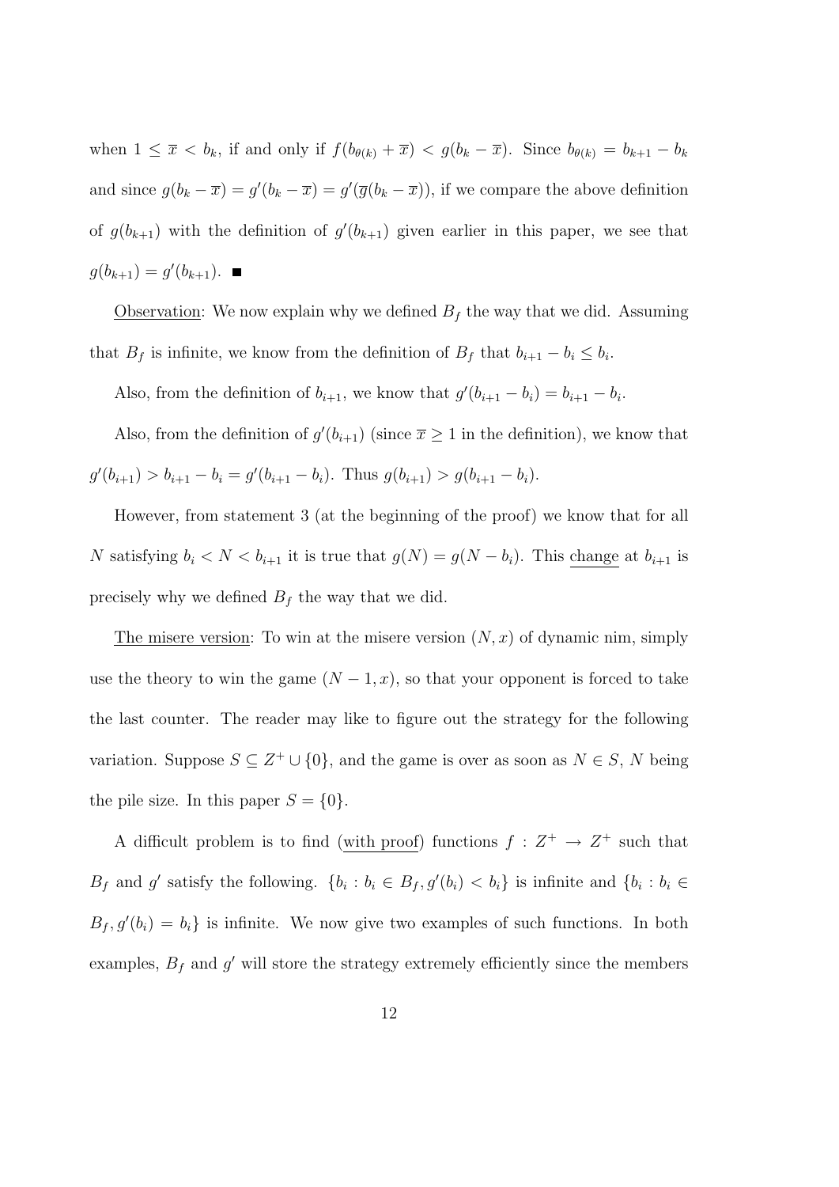when $1 \leq \overline{x} < b_k$, if and only if $f(b_{\theta(k)} + \overline{x}) < g(b_k - \overline{x})$. Since $b_{\theta(k)} = b_{k+1} - b_k$ and since $g(b_k - \overline{x}) = g'(b_k - \overline{x}) = g'(\overline{g}(b_k - \overline{x}))$, if we compare the above definition of $g(b_{k+1})$ with the definition of $g'(b_{k+1})$ given earlier in this paper, we see that $g(b_{k+1}) = g'(b_{k+1})$. ■

Observation: We now explain why we defined $B_f$ the way that we did. Assuming that $B_f$ is infinite, we know from the definition of $B_f$ that $b_{i+1} - b_i \leq b_i$.

Also, from the definition of $b_{i+1}$, we know that $g'(b_{i+1} - b_i) = b_{i+1} - b_i$.

Also, from the definition of $g'(b_{i+1})$ (since $\overline{x} \geq 1$ in the definition), we know that $g'(b_{i+1}) > b_{i+1} - b_i = g'(b_{i+1} - b_i)$. Thus $g(b_{i+1}) > g(b_{i+1} - b_i)$.

However, from statement 3 (at the beginning of the proof) we know that for all $N$ satisfying $b_i < N < b_{i+1}$ it is true that $g(N) = g(N - b_i)$. This change at $b_{i+1}$ is precisely why we defined $B_f$ the way that we did.

The misere version: To win at the misere version $(N, x)$ of dynamic nim, simply use the theory to win the game $(N-1, x)$, so that your opponent is forced to take the last counter. The reader may like to figure out the strategy for the following variation. Suppose $S \subseteq Z^+ \cup \{0\}$, and the game is over as soon as $N \in S$, $N$ being the pile size. In this paper $S = \{0\}$.

A difficult problem is to find (with proof) functions $f : Z^+ \to Z^+$ such that $B_f$ and $g'$ satisfy the following. $\{b_i : b_i \in B_f, g'(b_i) < b_i\}$ is infinite and $\{b_i : b_i \in B_f, g'(b_i) = b_i\}$ is infinite. We now give two examples of such functions. In both examples, $B_f$ and $g'$ will store the strategy extremely efficiently since the members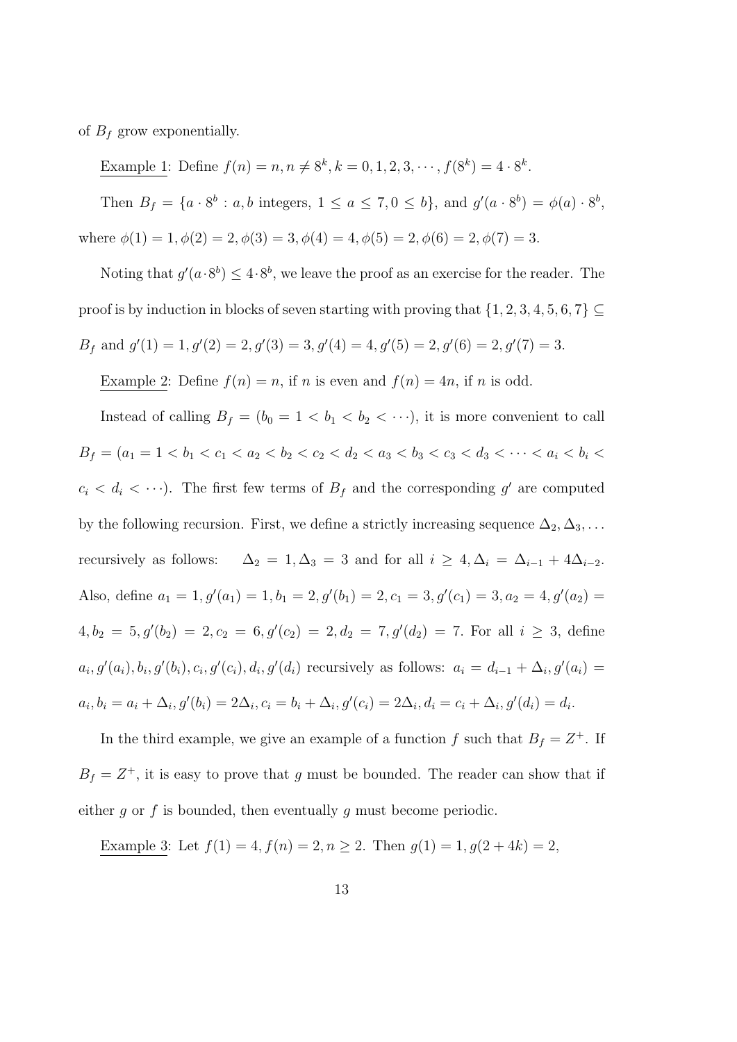of $B_f$ grow exponentially.

Example 1: Define $f(n) = n, n \neq 8^k, k = 0, 1, 2, 3, \cdots, f(8^k) = 4 \cdot 8^k$.

Then $B_f = \{a \cdot 8^b : a, b \text{ integers}, 1 \leq a \leq 7, 0 \leq b\}$, and $g'(a \cdot 8^b) = \phi(a) \cdot 8^b$, where $\phi(1) = 1, \phi(2) = 2, \phi(3) = 3, \phi(4) = 4, \phi(5) = 2, \phi(6) = 2, \phi(7) = 3$.

Noting that $g'(a \cdot 8^b) \leq 4 \cdot 8^b$, we leave the proof as an exercise for the reader. The proof is by induction in blocks of seven starting with proving that $\{1, 2, 3, 4, 5, 6, 7\} \subseteq B_f$ and $g'(1) = 1, g'(2) = 2, g'(3) = 3, g'(4) = 4, g'(5) = 2, g'(6) = 2, g'(7) = 3$.

Example 2: Define $f(n) = n$, if $n$ is even and $f(n) = 4n$, if $n$ is odd.

Instead of calling $B_f = (b_0 = 1 < b_1 < b_2 < \cdots)$, it is more convenient to call $B_f = (a_1 = 1 < b_1 < c_1 < a_2 < b_2 < c_2 < d_2 < a_3 < b_3 < c_3 < d_3 < \cdots < a_i < b_i < c_i < d_i < \cdots)$. The first few terms of $B_f$ and the corresponding $g'$ are computed by the following recursion. First, we define a strictly increasing sequence $\Delta_2, \Delta_3, \ldots$ recursively as follows: $\Delta_2 = 1, \Delta_3 = 3$ and for all $i \geq 4, \Delta_i = \Delta_{i-1} + 4\Delta_{i-2}$. Also, define $a_1 = 1, g'(a_1) = 1, b_1 = 2, g'(b_1) = 2, c_1 = 3, g'(c_1) = 3, a_2 = 4, g'(a_2) = 4, b_2 = 5, g'(b_2) = 2, c_2 = 6, g'(c_2) = 2, d_2 = 7, g'(d_2) = 7$. For all $i \geq 3$, define $a_i, g'(a_i), b_i, g'(b_i), c_i, g'(c_i), d_i, g'(d_i)$ recursively as follows: $a_i = d_{i-1} + \Delta_i, g'(a_i) = a_i, b_i = a_i + \Delta_i, g'(b_i) = 2\Delta_i, c_i = b_i + \Delta_i, g'(c_i) = 2\Delta_i, d_i = c_i + \Delta_i, g'(d_i) = d_i$.

In the third example, we give an example of a function $f$ such that $B_f = Z^+$. If $B_f = Z^+$, it is easy to prove that $g$ must be bounded. The reader can show that if either $g$ or $f$ is bounded, then eventually $g$ must become periodic.

Example 3: Let $f(1) = 4, f(n) = 2, n \geq 2$. Then $g(1) = 1, g(2 + 4k) = 2$,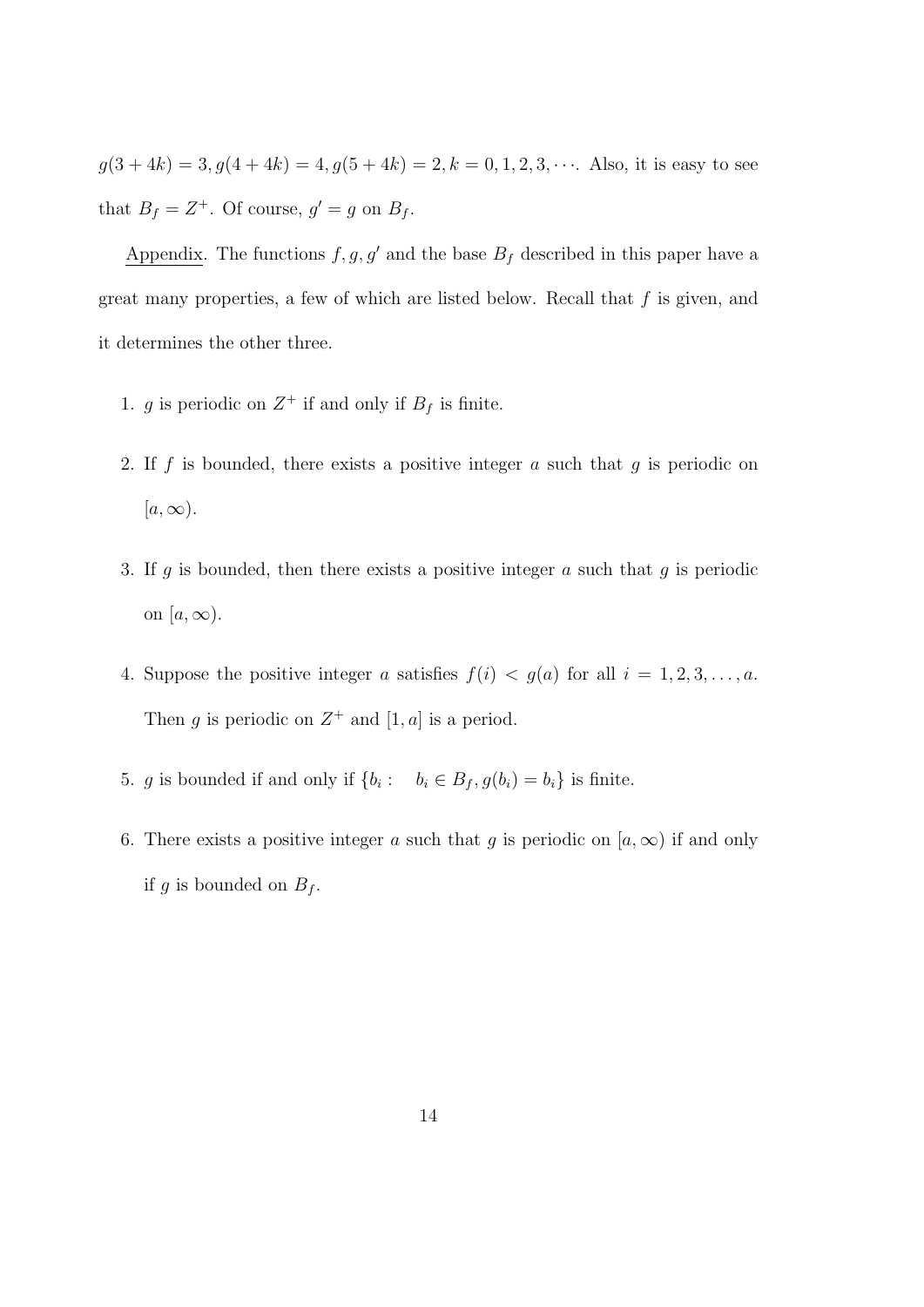$g(3+4k) = 3, g(4+4k) = 4, g(5+4k) = 2, k = 0, 1, 2, 3, \cdots$. Also, it is easy to see that $B_f = Z^+$. Of course, $g' = g$ on $B_f$.

<u>Appendix</u>. The functions $f, g, g'$ and the base $B_f$ described in this paper have a great many properties, a few of which are listed below. Recall that $f$ is given, and it determines the other three.

1. $g$ is periodic on $Z^+$ if and only if $B_f$ is finite.
2. If $f$ is bounded, there exists a positive integer $a$ such that $g$ is periodic on $[a, \infty)$.
3. If $g$ is bounded, then there exists a positive integer $a$ such that $g$ is periodic on $[a, \infty)$.
4. Suppose the positive integer $a$ satisfies $f(i) < g(a)$ for all $i = 1, 2, 3, \ldots, a$. Then $g$ is periodic on $Z^+$ and $[1, a]$ is a period.
5. $g$ is bounded if and only if $\{b_i : \quad b_i \in B_f, g(b_i) = b_i\}$ is finite.
6. There exists a positive integer $a$ such that $g$ is periodic on $[a, \infty)$ if and only if $g$ is bounded on $B_f$.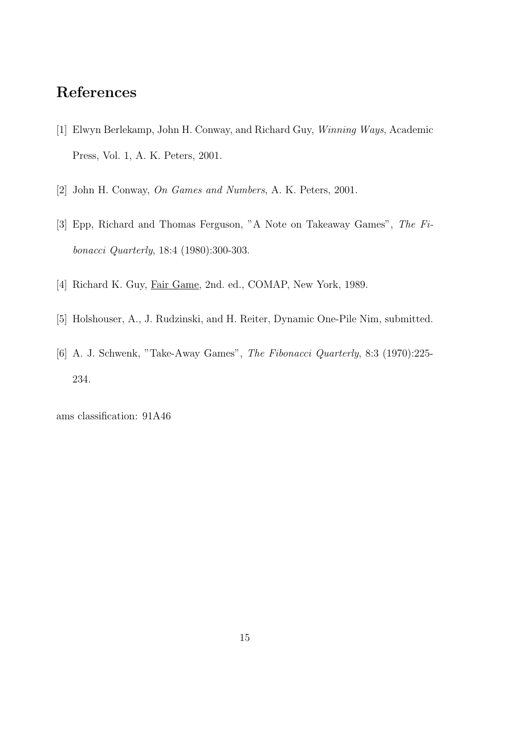## References

[1] Elwyn Berlekamp, John H. Conway, and Richard Guy, *Winning Ways*, Academic Press, Vol. 1, A. K. Peters, 2001.

[2] John H. Conway, *On Games and Numbers*, A. K. Peters, 2001.

[3] Epp, Richard and Thomas Ferguson, "A Note on Takeaway Games", *The Fibonacci Quarterly*, 18:4 (1980):300-303.

[4] Richard K. Guy, <u>Fair Game</u>, 2nd. ed., COMAP, New York, 1989.

[5] Holshouser, A., J. Rudzinski, and H. Reiter, Dynamic One-Pile Nim, submitted.

[6] A. J. Schwenk, "Take-Away Games", *The Fibonacci Quarterly*, 8:3 (1970):225-234.

ams classification: 91A46